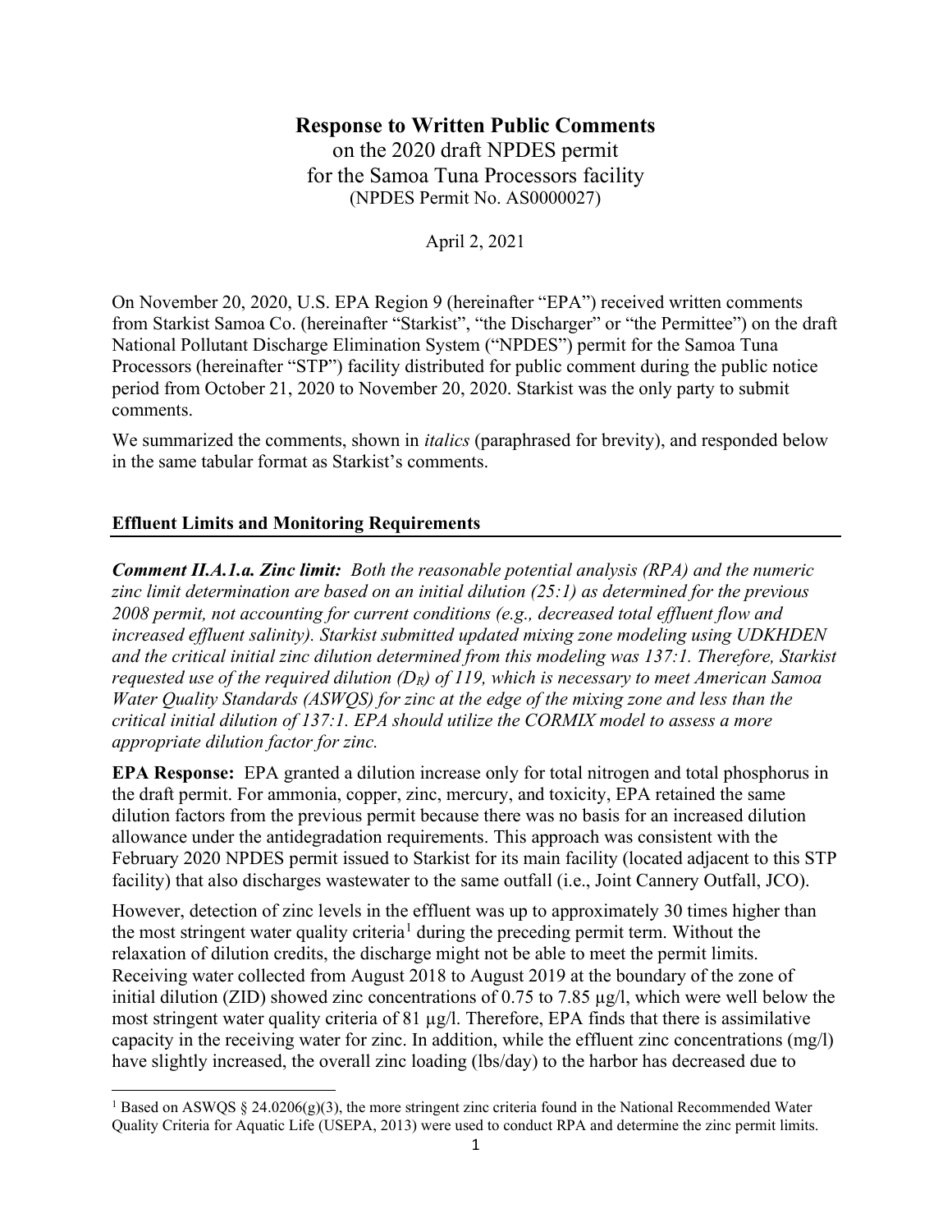# Response to Written Public Comments

on the 2020 draft NPDES permit
for the Samoa Tuna Processors facility
(NPDES Permit No. AS0000027)

April 2, 2021

On November 20, 2020, U.S. EPA Region 9 (hereinafter "EPA") received written comments from Starkist Samoa Co. (hereinafter "Starkist", "the Discharger" or "the Permittee") on the draft National Pollutant Discharge Elimination System ("NPDES") permit for the Samoa Tuna Processors (hereinafter "STP") facility distributed for public comment during the public notice period from October 21, 2020 to November 20, 2020. Starkist was the only party to submit comments.

We summarized the comments, shown in *italics* (paraphrased for brevity), and responded below in the same tabular format as Starkist's comments.

## Effluent Limits and Monitoring Requirements

***Comment II.A.1.a. Zinc limit:*** *Both the reasonable potential analysis (RPA) and the numeric zinc limit determination are based on an initial dilution (25:1) as determined for the previous 2008 permit, not accounting for current conditions (e.g., decreased total effluent flow and increased effluent salinity). Starkist submitted updated mixing zone modeling using UDKHDEN and the critical initial zinc dilution determined from this modeling was 137:1. Therefore, Starkist requested use of the required dilution ($D_R$) of 119, which is necessary to meet American Samoa Water Quality Standards (ASWQS) for zinc at the edge of the mixing zone and less than the critical initial dilution of 137:1. EPA should utilize the CORMIX model to assess a more appropriate dilution factor for zinc.*

**EPA Response:** EPA granted a dilution increase only for total nitrogen and total phosphorus in the draft permit. For ammonia, copper, zinc, mercury, and toxicity, EPA retained the same dilution factors from the previous permit because there was no basis for an increased dilution allowance under the antidegradation requirements. This approach was consistent with the February 2020 NPDES permit issued to Starkist for its main facility (located adjacent to this STP facility) that also discharges wastewater to the same outfall (i.e., Joint Cannery Outfall, JCO).

However, detection of zinc levels in the effluent was up to approximately 30 times higher than the most stringent water quality criteria[1] during the preceding permit term. Without the relaxation of dilution credits, the discharge might not be able to meet the permit limits. Receiving water collected from August 2018 to August 2019 at the boundary of the zone of initial dilution (ZID) showed zinc concentrations of 0.75 to 7.85 µg/l, which were well below the most stringent water quality criteria of 81 µg/l. Therefore, EPA finds that there is assimilative capacity in the receiving water for zinc. In addition, while the effluent zinc concentrations (mg/l) have slightly increased, the overall zinc loading (lbs/day) to the harbor has decreased due to

[1] Based on ASWQS § 24.0206(g)(3), the more stringent zinc criteria found in the National Recommended Water Quality Criteria for Aquatic Life (USEPA, 2013) were used to conduct RPA and determine the zinc permit limits.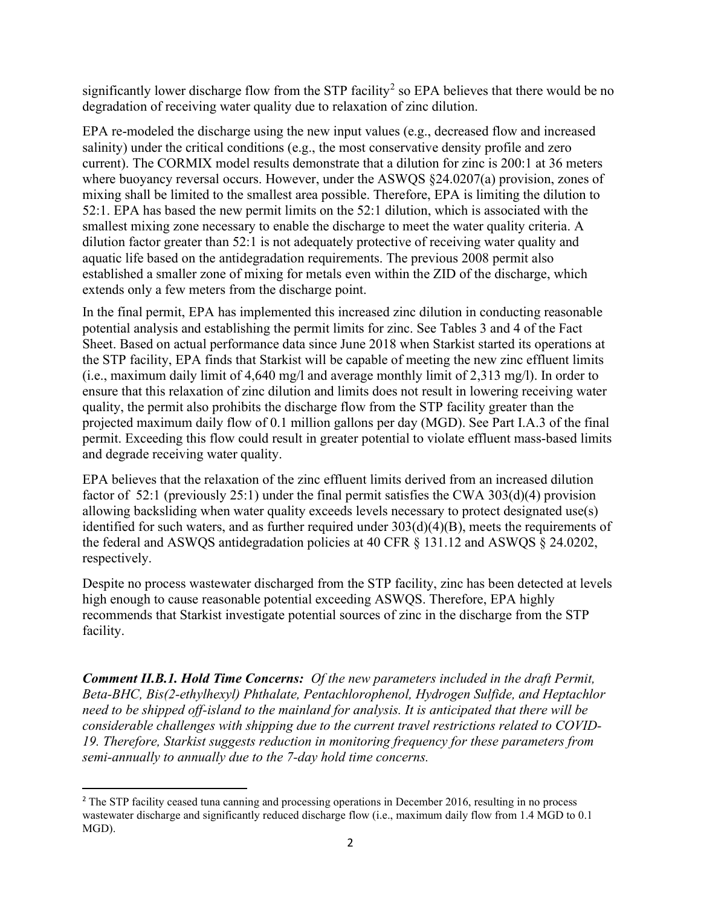significantly lower discharge flow from the STP facility[2] so EPA believes that there would be no degradation of receiving water quality due to relaxation of zinc dilution.

EPA re-modeled the discharge using the new input values (e.g., decreased flow and increased salinity) under the critical conditions (e.g., the most conservative density profile and zero current). The CORMIX model results demonstrate that a dilution for zinc is 200:1 at 36 meters where buoyancy reversal occurs. However, under the ASWQS §24.0207(a) provision, zones of mixing shall be limited to the smallest area possible. Therefore, EPA is limiting the dilution to 52:1. EPA has based the new permit limits on the 52:1 dilution, which is associated with the smallest mixing zone necessary to enable the discharge to meet the water quality criteria. A dilution factor greater than 52:1 is not adequately protective of receiving water quality and aquatic life based on the antidegradation requirements. The previous 2008 permit also established a smaller zone of mixing for metals even within the ZID of the discharge, which extends only a few meters from the discharge point.

In the final permit, EPA has implemented this increased zinc dilution in conducting reasonable potential analysis and establishing the permit limits for zinc. See Tables 3 and 4 of the Fact Sheet. Based on actual performance data since June 2018 when Starkist started its operations at the STP facility, EPA finds that Starkist will be capable of meeting the new zinc effluent limits (i.e., maximum daily limit of 4,640 mg/l and average monthly limit of 2,313 mg/l). In order to ensure that this relaxation of zinc dilution and limits does not result in lowering receiving water quality, the permit also prohibits the discharge flow from the STP facility greater than the projected maximum daily flow of 0.1 million gallons per day (MGD). See Part I.A.3 of the final permit. Exceeding this flow could result in greater potential to violate effluent mass-based limits and degrade receiving water quality.

EPA believes that the relaxation of the zinc effluent limits derived from an increased dilution factor of 52:1 (previously 25:1) under the final permit satisfies the CWA 303(d)(4) provision allowing backsliding when water quality exceeds levels necessary to protect designated use(s) identified for such waters, and as further required under 303(d)(4)(B), meets the requirements of the federal and ASWQS antidegradation policies at 40 CFR § 131.12 and ASWQS § 24.0202, respectively.

Despite no process wastewater discharged from the STP facility, zinc has been detected at levels high enough to cause reasonable potential exceeding ASWQS. Therefore, EPA highly recommends that Starkist investigate potential sources of zinc in the discharge from the STP facility.

***Comment II.B.1. Hold Time Concerns:*** *Of the new parameters included in the draft Permit, Beta-BHC, Bis(2-ethylhexyl) Phthalate, Pentachlorophenol, Hydrogen Sulfide, and Heptachlor need to be shipped off-island to the mainland for analysis. It is anticipated that there will be considerable challenges with shipping due to the current travel restrictions related to COVID-19. Therefore, Starkist suggests reduction in monitoring frequency for these parameters from semi-annually to annually due to the 7-day hold time concerns.*

---

[2] The STP facility ceased tuna canning and processing operations in December 2016, resulting in no process wastewater discharge and significantly reduced discharge flow (i.e., maximum daily flow from 1.4 MGD to 0.1 MGD).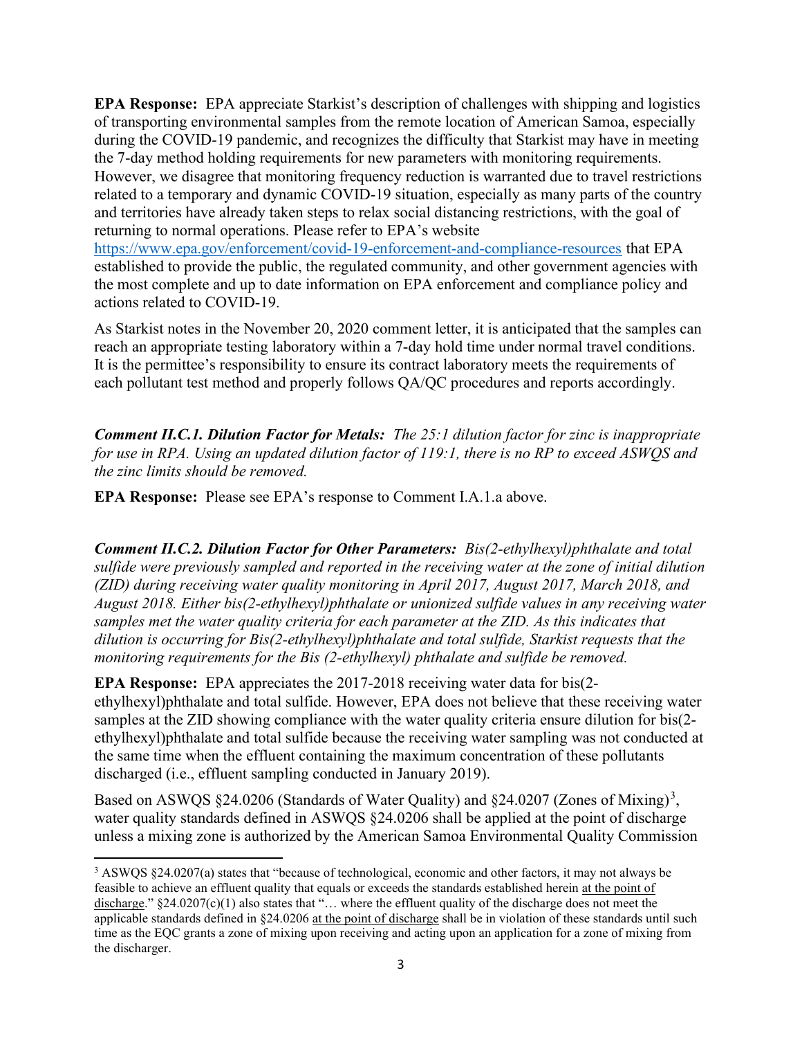**EPA Response:** EPA appreciate Starkist's description of challenges with shipping and logistics of transporting environmental samples from the remote location of American Samoa, especially during the COVID-19 pandemic, and recognizes the difficulty that Starkist may have in meeting the 7-day method holding requirements for new parameters with monitoring requirements. However, we disagree that monitoring frequency reduction is warranted due to travel restrictions related to a temporary and dynamic COVID-19 situation, especially as many parts of the country and territories have already taken steps to relax social distancing restrictions, with the goal of returning to normal operations. Please refer to EPA's website https://www.epa.gov/enforcement/covid-19-enforcement-and-compliance-resources that EPA established to provide the public, the regulated community, and other government agencies with the most complete and up to date information on EPA enforcement and compliance policy and actions related to COVID-19.

As Starkist notes in the November 20, 2020 comment letter, it is anticipated that the samples can reach an appropriate testing laboratory within a 7-day hold time under normal travel conditions. It is the permittee's responsibility to ensure its contract laboratory meets the requirements of each pollutant test method and properly follows QA/QC procedures and reports accordingly.

***Comment II.C.1. Dilution Factor for Metals:*** *The 25:1 dilution factor for zinc is inappropriate for use in RPA. Using an updated dilution factor of 119:1, there is no RP to exceed ASWQS and the zinc limits should be removed.*

**EPA Response:** Please see EPA's response to Comment I.A.1.a above.

***Comment II.C.2. Dilution Factor for Other Parameters:*** *Bis(2-ethylhexyl)phthalate and total sulfide were previously sampled and reported in the receiving water at the zone of initial dilution (ZID) during receiving water quality monitoring in April 2017, August 2017, March 2018, and August 2018. Either bis(2-ethylhexyl)phthalate or unionized sulfide values in any receiving water samples met the water quality criteria for each parameter at the ZID. As this indicates that dilution is occurring for Bis(2-ethylhexyl)phthalate and total sulfide, Starkist requests that the monitoring requirements for the Bis (2-ethylhexyl) phthalate and sulfide be removed.*

**EPA Response:** EPA appreciates the 2017-2018 receiving water data for bis(2-ethylhexyl)phthalate and total sulfide. However, EPA does not believe that these receiving water samples at the ZID showing compliance with the water quality criteria ensure dilution for bis(2-ethylhexyl)phthalate and total sulfide because the receiving water sampling was not conducted at the same time when the effluent containing the maximum concentration of these pollutants discharged (i.e., effluent sampling conducted in January 2019).

Based on ASWQS §24.0206 (Standards of Water Quality) and §24.0207 (Zones of Mixing)[3], water quality standards defined in ASWQS §24.0206 shall be applied at the point of discharge unless a mixing zone is authorized by the American Samoa Environmental Quality Commission

---

[3] ASWQS §24.0207(a) states that "because of technological, economic and other factors, it may not always be feasible to achieve an effluent quality that equals or exceeds the standards established herein <u>at the point of discharge</u>." §24.0207(c)(1) also states that "… where the effluent quality of the discharge does not meet the applicable standards defined in §24.0206 <u>at the point of discharge</u> shall be in violation of these standards until such time as the EQC grants a zone of mixing upon receiving and acting upon an application for a zone of mixing from the discharger.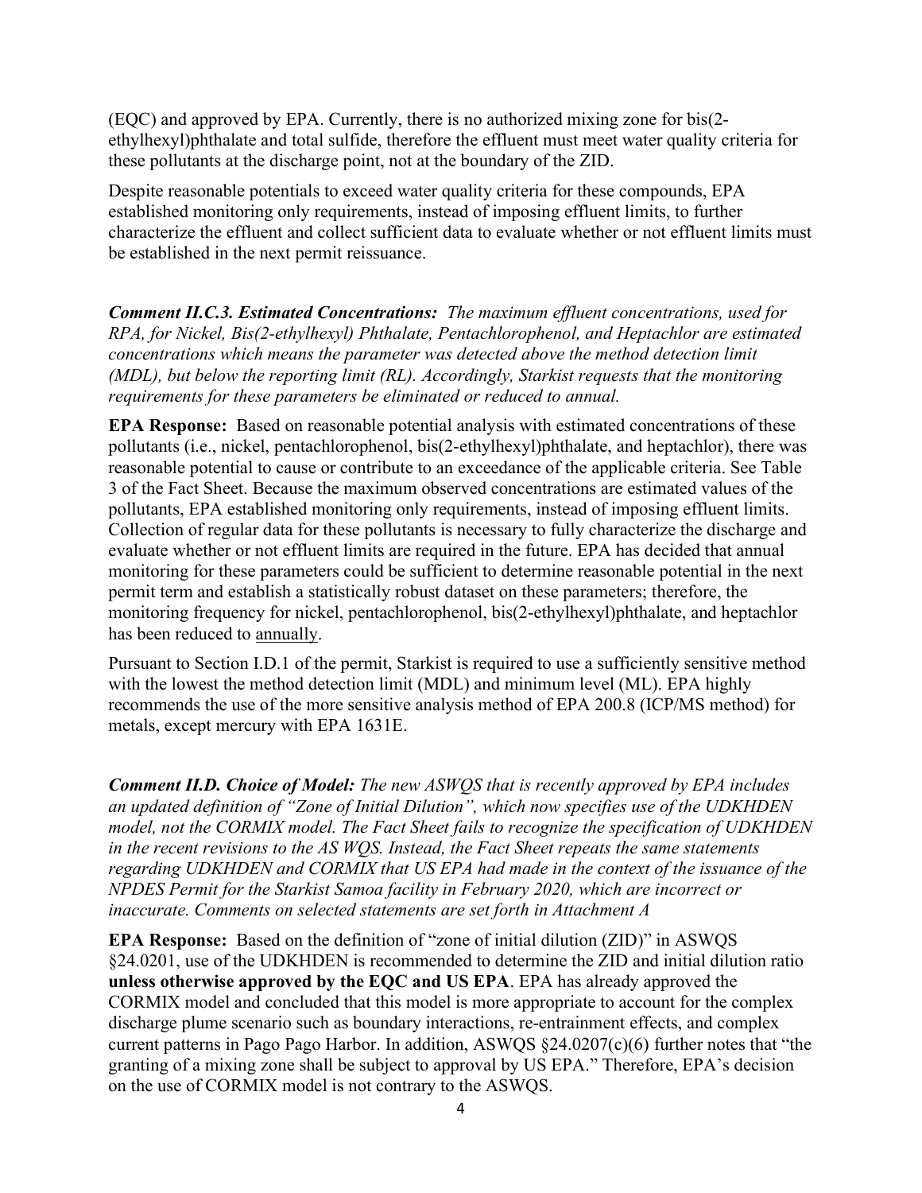(EQC) and approved by EPA. Currently, there is no authorized mixing zone for bis(2-ethylhexyl)phthalate and total sulfide, therefore the effluent must meet water quality criteria for these pollutants at the discharge point, not at the boundary of the ZID.

Despite reasonable potentials to exceed water quality criteria for these compounds, EPA established monitoring only requirements, instead of imposing effluent limits, to further characterize the effluent and collect sufficient data to evaluate whether or not effluent limits must be established in the next permit reissuance.

***Comment II.C.3. Estimated Concentrations:*** *The maximum effluent concentrations, used for RPA, for Nickel, Bis(2-ethylhexyl) Phthalate, Pentachlorophenol, and Heptachlor are estimated concentrations which means the parameter was detected above the method detection limit (MDL), but below the reporting limit (RL). Accordingly, Starkist requests that the monitoring requirements for these parameters be eliminated or reduced to annual.*

**EPA Response:** Based on reasonable potential analysis with estimated concentrations of these pollutants (i.e., nickel, pentachlorophenol, bis(2-ethylhexyl)phthalate, and heptachlor), there was reasonable potential to cause or contribute to an exceedance of the applicable criteria. See Table 3 of the Fact Sheet. Because the maximum observed concentrations are estimated values of the pollutants, EPA established monitoring only requirements, instead of imposing effluent limits. Collection of regular data for these pollutants is necessary to fully characterize the discharge and evaluate whether or not effluent limits are required in the future. EPA has decided that annual monitoring for these parameters could be sufficient to determine reasonable potential in the next permit term and establish a statistically robust dataset on these parameters; therefore, the monitoring frequency for nickel, pentachlorophenol, bis(2-ethylhexyl)phthalate, and heptachlor has been reduced to <u>annually</u>.

Pursuant to Section I.D.1 of the permit, Starkist is required to use a sufficiently sensitive method with the lowest the method detection limit (MDL) and minimum level (ML). EPA highly recommends the use of the more sensitive analysis method of EPA 200.8 (ICP/MS method) for metals, except mercury with EPA 1631E.

***Comment II.D. Choice of Model:*** *The new ASWQS that is recently approved by EPA includes an updated definition of "Zone of Initial Dilution", which now specifies use of the UDKHDEN model, not the CORMIX model. The Fact Sheet fails to recognize the specification of UDKHDEN in the recent revisions to the AS WQS. Instead, the Fact Sheet repeats the same statements regarding UDKHDEN and CORMIX that US EPA had made in the context of the issuance of the NPDES Permit for the Starkist Samoa facility in February 2020, which are incorrect or inaccurate. Comments on selected statements are set forth in Attachment A*

**EPA Response:** Based on the definition of "zone of initial dilution (ZID)" in ASWQS §24.0201, use of the UDKHDEN is recommended to determine the ZID and initial dilution ratio **unless otherwise approved by the EQC and US EPA**. EPA has already approved the CORMIX model and concluded that this model is more appropriate to account for the complex discharge plume scenario such as boundary interactions, re-entrainment effects, and complex current patterns in Pago Pago Harbor. In addition, ASWQS §24.0207(c)(6) further notes that "the granting of a mixing zone shall be subject to approval by US EPA." Therefore, EPA's decision on the use of CORMIX model is not contrary to the ASWQS.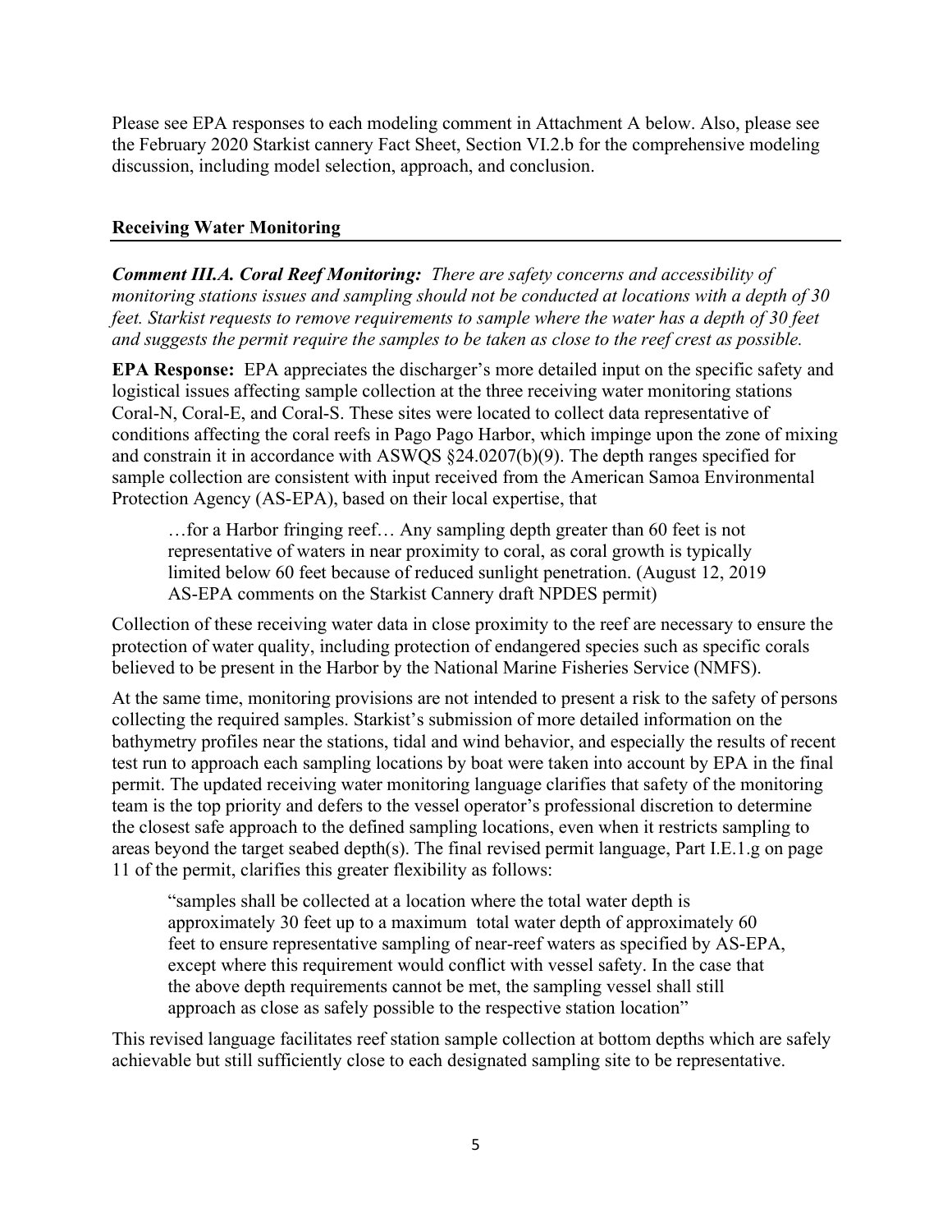Please see EPA responses to each modeling comment in Attachment A below. Also, please see the February 2020 Starkist cannery Fact Sheet, Section VI.2.b for the comprehensive modeling discussion, including model selection, approach, and conclusion.

## Receiving Water Monitoring

***Comment III.A. Coral Reef Monitoring:*** *There are safety concerns and accessibility of monitoring stations issues and sampling should not be conducted at locations with a depth of 30 feet. Starkist requests to remove requirements to sample where the water has a depth of 30 feet and suggests the permit require the samples to be taken as close to the reef crest as possible.*

**EPA Response:** EPA appreciates the discharger's more detailed input on the specific safety and logistical issues affecting sample collection at the three receiving water monitoring stations Coral-N, Coral-E, and Coral-S. These sites were located to collect data representative of conditions affecting the coral reefs in Pago Pago Harbor, which impinge upon the zone of mixing and constrain it in accordance with ASWQS §24.0207(b)(9). The depth ranges specified for sample collection are consistent with input received from the American Samoa Environmental Protection Agency (AS-EPA), based on their local expertise, that

> …for a Harbor fringing reef… Any sampling depth greater than 60 feet is not representative of waters in near proximity to coral, as coral growth is typically limited below 60 feet because of reduced sunlight penetration. (August 12, 2019 AS-EPA comments on the Starkist Cannery draft NPDES permit)

Collection of these receiving water data in close proximity to the reef are necessary to ensure the protection of water quality, including protection of endangered species such as specific corals believed to be present in the Harbor by the National Marine Fisheries Service (NMFS).

At the same time, monitoring provisions are not intended to present a risk to the safety of persons collecting the required samples. Starkist's submission of more detailed information on the bathymetry profiles near the stations, tidal and wind behavior, and especially the results of recent test run to approach each sampling locations by boat were taken into account by EPA in the final permit. The updated receiving water monitoring language clarifies that safety of the monitoring team is the top priority and defers to the vessel operator's professional discretion to determine the closest safe approach to the defined sampling locations, even when it restricts sampling to areas beyond the target seabed depth(s). The final revised permit language, Part I.E.1.g on page 11 of the permit, clarifies this greater flexibility as follows:

> "samples shall be collected at a location where the total water depth is approximately 30 feet up to a maximum total water depth of approximately 60 feet to ensure representative sampling of near-reef waters as specified by AS-EPA, except where this requirement would conflict with vessel safety. In the case that the above depth requirements cannot be met, the sampling vessel shall still approach as close as safely possible to the respective station location"

This revised language facilitates reef station sample collection at bottom depths which are safely achievable but still sufficiently close to each designated sampling site to be representative.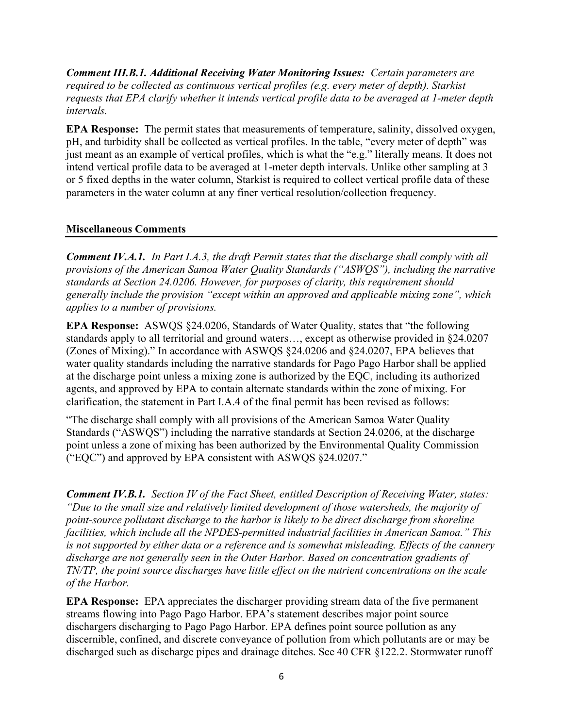***Comment III.B.1. Additional Receiving Water Monitoring Issues:*** *Certain parameters are required to be collected as continuous vertical profiles (e.g. every meter of depth). Starkist requests that EPA clarify whether it intends vertical profile data to be averaged at 1-meter depth intervals.*

**EPA Response:** The permit states that measurements of temperature, salinity, dissolved oxygen, pH, and turbidity shall be collected as vertical profiles. In the table, "every meter of depth" was just meant as an example of vertical profiles, which is what the "e.g." literally means. It does not intend vertical profile data to be averaged at 1-meter depth intervals. Unlike other sampling at 3 or 5 fixed depths in the water column, Starkist is required to collect vertical profile data of these parameters in the water column at any finer vertical resolution/collection frequency.

## Miscellaneous Comments

***Comment IV.A.1.*** *In Part I.A.3, the draft Permit states that the discharge shall comply with all provisions of the American Samoa Water Quality Standards ("ASWQS"), including the narrative standards at Section 24.0206. However, for purposes of clarity, this requirement should generally include the provision "except within an approved and applicable mixing zone", which applies to a number of provisions.*

**EPA Response:** ASWQS §24.0206, Standards of Water Quality, states that "the following standards apply to all territorial and ground waters…, except as otherwise provided in §24.0207 (Zones of Mixing)." In accordance with ASWQS §24.0206 and §24.0207, EPA believes that water quality standards including the narrative standards for Pago Pago Harbor shall be applied at the discharge point unless a mixing zone is authorized by the EQC, including its authorized agents, and approved by EPA to contain alternate standards within the zone of mixing. For clarification, the statement in Part I.A.4 of the final permit has been revised as follows:

"The discharge shall comply with all provisions of the American Samoa Water Quality Standards ("ASWQS") including the narrative standards at Section 24.0206, at the discharge point unless a zone of mixing has been authorized by the Environmental Quality Commission ("EQC") and approved by EPA consistent with ASWQS §24.0207."

***Comment IV.B.1.*** *Section IV of the Fact Sheet, entitled Description of Receiving Water, states: "Due to the small size and relatively limited development of those watersheds, the majority of point-source pollutant discharge to the harbor is likely to be direct discharge from shoreline facilities, which include all the NPDES-permitted industrial facilities in American Samoa." This is not supported by either data or a reference and is somewhat misleading. Effects of the cannery discharge are not generally seen in the Outer Harbor. Based on concentration gradients of TN/TP, the point source discharges have little effect on the nutrient concentrations on the scale of the Harbor.*

**EPA Response:** EPA appreciates the discharger providing stream data of the five permanent streams flowing into Pago Pago Harbor. EPA's statement describes major point source dischargers discharging to Pago Pago Harbor. EPA defines point source pollution as any discernible, confined, and discrete conveyance of pollution from which pollutants are or may be discharged such as discharge pipes and drainage ditches. See 40 CFR §122.2. Stormwater runoff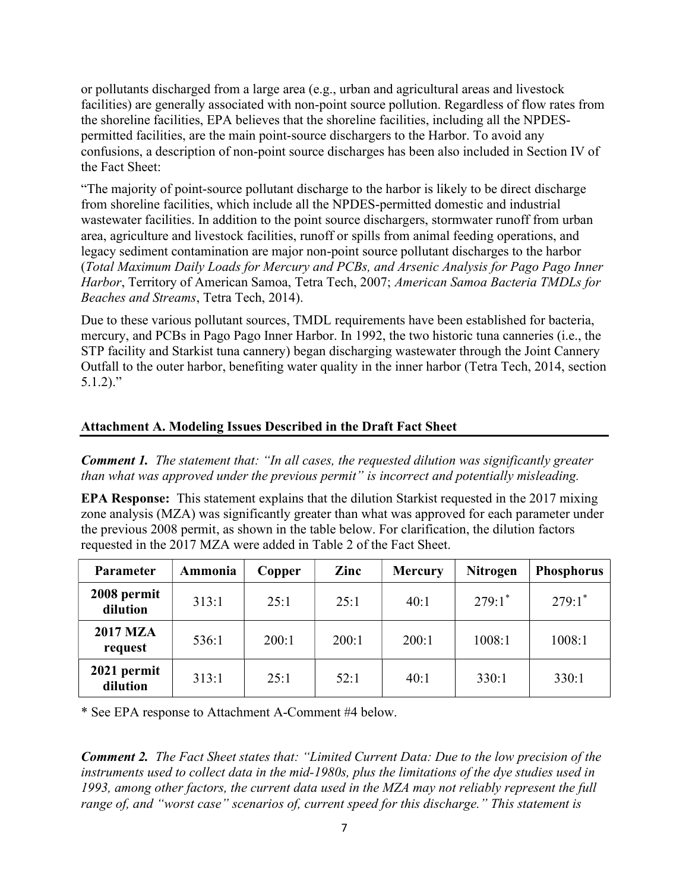or pollutants discharged from a large area (e.g., urban and agricultural areas and livestock facilities) are generally associated with non-point source pollution. Regardless of flow rates from the shoreline facilities, EPA believes that the shoreline facilities, including all the NPDES-permitted facilities, are the main point-source dischargers to the Harbor. To avoid any confusions, a description of non-point source discharges has been also included in Section IV of the Fact Sheet:

"The majority of point-source pollutant discharge to the harbor is likely to be direct discharge from shoreline facilities, which include all the NPDES-permitted domestic and industrial wastewater facilities. In addition to the point source dischargers, stormwater runoff from urban area, agriculture and livestock facilities, runoff or spills from animal feeding operations, and legacy sediment contamination are major non-point source pollutant discharges to the harbor (*Total Maximum Daily Loads for Mercury and PCBs, and Arsenic Analysis for Pago Pago Inner Harbor*, Territory of American Samoa, Tetra Tech, 2007; *American Samoa Bacteria TMDLs for Beaches and Streams*, Tetra Tech, 2014).

Due to these various pollutant sources, TMDL requirements have been established for bacteria, mercury, and PCBs in Pago Pago Inner Harbor. In 1992, the two historic tuna canneries (i.e., the STP facility and Starkist tuna cannery) began discharging wastewater through the Joint Cannery Outfall to the outer harbor, benefiting water quality in the inner harbor (Tetra Tech, 2014, section 5.1.2)."

## Attachment A. Modeling Issues Described in the Draft Fact Sheet

***Comment 1.*** *The statement that: "In all cases, the requested dilution was significantly greater than what was approved under the previous permit" is incorrect and potentially misleading.*

**EPA Response:** This statement explains that the dilution Starkist requested in the 2017 mixing zone analysis (MZA) was significantly greater than what was approved for each parameter under the previous 2008 permit, as shown in the table below. For clarification, the dilution factors requested in the 2017 MZA were added in Table 2 of the Fact Sheet.

| Parameter | Ammonia | Copper | Zinc | Mercury | Nitrogen | Phosphorus |
|---|---|---|---|---|---|---|
| **2008 permit dilution** | 313:1 | 25:1 | 25:1 | 40:1 | 279:1* | 279:1* |
| **2017 MZA request** | 536:1 | 200:1 | 200:1 | 200:1 | 1008:1 | 1008:1 |
| **2021 permit dilution** | 313:1 | 25:1 | 52:1 | 40:1 | 330:1 | 330:1 |

\* See EPA response to Attachment A-Comment #4 below.

***Comment 2.*** *The Fact Sheet states that: "Limited Current Data: Due to the low precision of the instruments used to collect data in the mid-1980s, plus the limitations of the dye studies used in 1993, among other factors, the current data used in the MZA may not reliably represent the full range of, and "worst case" scenarios of, current speed for this discharge." This statement is*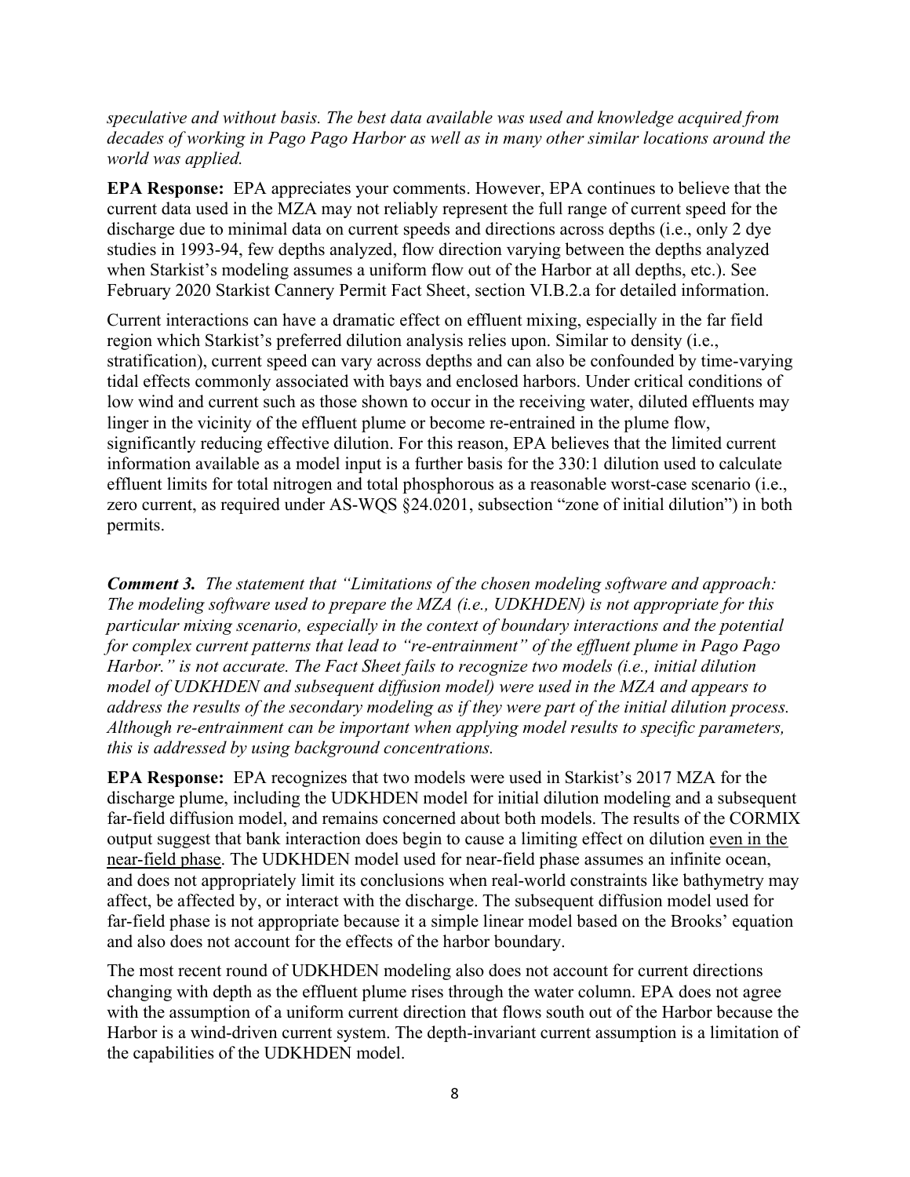*speculative and without basis. The best data available was used and knowledge acquired from decades of working in Pago Pago Harbor as well as in many other similar locations around the world was applied.*

**EPA Response:** EPA appreciates your comments. However, EPA continues to believe that the current data used in the MZA may not reliably represent the full range of current speed for the discharge due to minimal data on current speeds and directions across depths (i.e., only 2 dye studies in 1993-94, few depths analyzed, flow direction varying between the depths analyzed when Starkist's modeling assumes a uniform flow out of the Harbor at all depths, etc.). See February 2020 Starkist Cannery Permit Fact Sheet, section VI.B.2.a for detailed information.

Current interactions can have a dramatic effect on effluent mixing, especially in the far field region which Starkist's preferred dilution analysis relies upon. Similar to density (i.e., stratification), current speed can vary across depths and can also be confounded by time-varying tidal effects commonly associated with bays and enclosed harbors. Under critical conditions of low wind and current such as those shown to occur in the receiving water, diluted effluents may linger in the vicinity of the effluent plume or become re-entrained in the plume flow, significantly reducing effective dilution. For this reason, EPA believes that the limited current information available as a model input is a further basis for the 330:1 dilution used to calculate effluent limits for total nitrogen and total phosphorous as a reasonable worst-case scenario (i.e., zero current, as required under AS-WQS §24.0201, subsection "zone of initial dilution") in both permits.

***Comment 3.*** *The statement that "Limitations of the chosen modeling software and approach: The modeling software used to prepare the MZA (i.e., UDKHDEN) is not appropriate for this particular mixing scenario, especially in the context of boundary interactions and the potential for complex current patterns that lead to "re-entrainment" of the effluent plume in Pago Pago Harbor." is not accurate. The Fact Sheet fails to recognize two models (i.e., initial dilution model of UDKHDEN and subsequent diffusion model) were used in the MZA and appears to address the results of the secondary modeling as if they were part of the initial dilution process. Although re-entrainment can be important when applying model results to specific parameters, this is addressed by using background concentrations.*

**EPA Response:** EPA recognizes that two models were used in Starkist's 2017 MZA for the discharge plume, including the UDKHDEN model for initial dilution modeling and a subsequent far-field diffusion model, and remains concerned about both models. The results of the CORMIX output suggest that bank interaction does begin to cause a limiting effect on dilution <u>even in the near-field phase</u>. The UDKHDEN model used for near-field phase assumes an infinite ocean, and does not appropriately limit its conclusions when real-world constraints like bathymetry may affect, be affected by, or interact with the discharge. The subsequent diffusion model used for far-field phase is not appropriate because it a simple linear model based on the Brooks' equation and also does not account for the effects of the harbor boundary.

The most recent round of UDKHDEN modeling also does not account for current directions changing with depth as the effluent plume rises through the water column. EPA does not agree with the assumption of a uniform current direction that flows south out of the Harbor because the Harbor is a wind-driven current system. The depth-invariant current assumption is a limitation of the capabilities of the UDKHDEN model.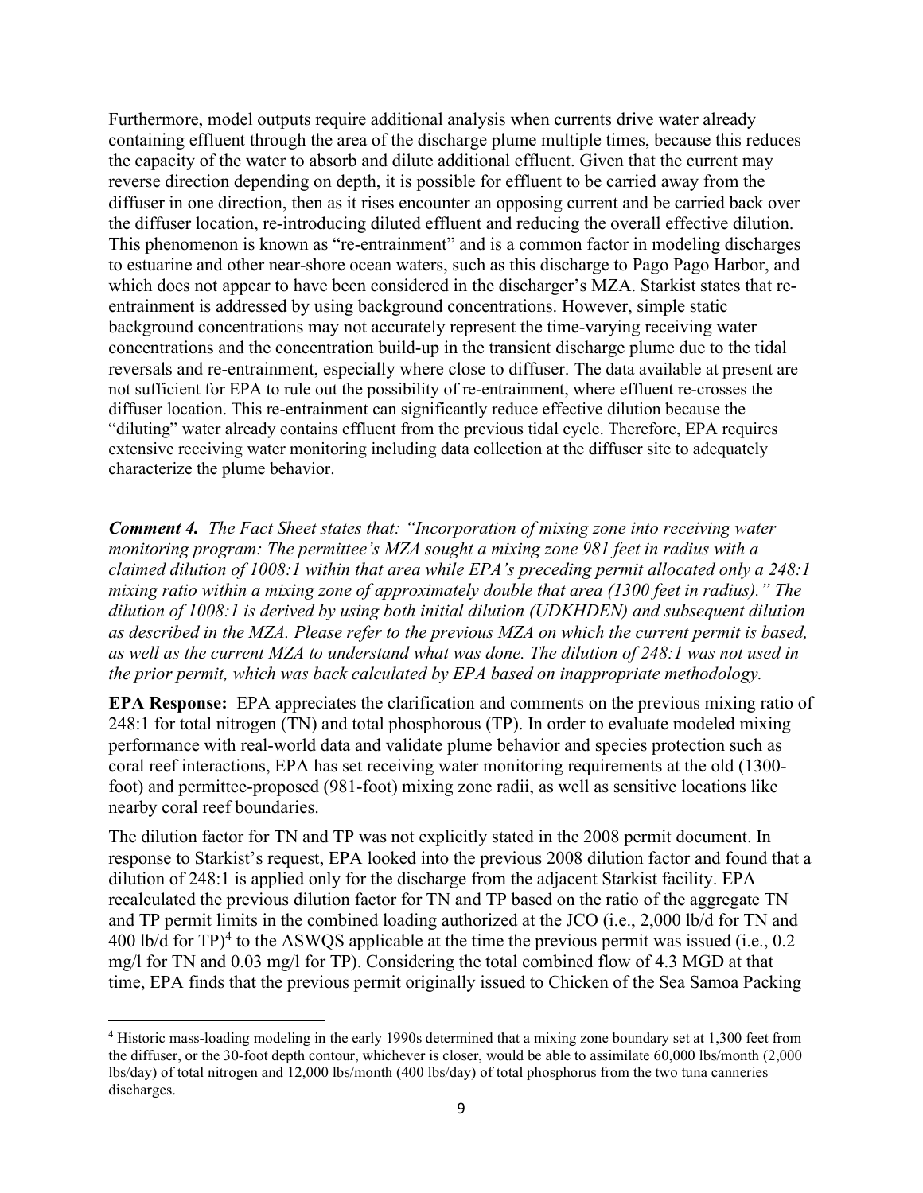Furthermore, model outputs require additional analysis when currents drive water already containing effluent through the area of the discharge plume multiple times, because this reduces the capacity of the water to absorb and dilute additional effluent. Given that the current may reverse direction depending on depth, it is possible for effluent to be carried away from the diffuser in one direction, then as it rises encounter an opposing current and be carried back over the diffuser location, re-introducing diluted effluent and reducing the overall effective dilution. This phenomenon is known as "re-entrainment" and is a common factor in modeling discharges to estuarine and other near-shore ocean waters, such as this discharge to Pago Pago Harbor, and which does not appear to have been considered in the discharger's MZA. Starkist states that re-entrainment is addressed by using background concentrations. However, simple static background concentrations may not accurately represent the time-varying receiving water concentrations and the concentration build-up in the transient discharge plume due to the tidal reversals and re-entrainment, especially where close to diffuser. The data available at present are not sufficient for EPA to rule out the possibility of re-entrainment, where effluent re-crosses the diffuser location. This re-entrainment can significantly reduce effective dilution because the "diluting" water already contains effluent from the previous tidal cycle. Therefore, EPA requires extensive receiving water monitoring including data collection at the diffuser site to adequately characterize the plume behavior.

***Comment 4.*** *The Fact Sheet states that: "Incorporation of mixing zone into receiving water monitoring program: The permittee's MZA sought a mixing zone 981 feet in radius with a claimed dilution of 1008:1 within that area while EPA's preceding permit allocated only a 248:1 mixing ratio within a mixing zone of approximately double that area (1300 feet in radius)." The dilution of 1008:1 is derived by using both initial dilution (UDKHDEN) and subsequent dilution as described in the MZA. Please refer to the previous MZA on which the current permit is based, as well as the current MZA to understand what was done. The dilution of 248:1 was not used in the prior permit, which was back calculated by EPA based on inappropriate methodology.*

**EPA Response:** EPA appreciates the clarification and comments on the previous mixing ratio of 248:1 for total nitrogen (TN) and total phosphorous (TP). In order to evaluate modeled mixing performance with real-world data and validate plume behavior and species protection such as coral reef interactions, EPA has set receiving water monitoring requirements at the old (1300-foot) and permittee-proposed (981-foot) mixing zone radii, as well as sensitive locations like nearby coral reef boundaries.

The dilution factor for TN and TP was not explicitly stated in the 2008 permit document. In response to Starkist's request, EPA looked into the previous 2008 dilution factor and found that a dilution of 248:1 is applied only for the discharge from the adjacent Starkist facility. EPA recalculated the previous dilution factor for TN and TP based on the ratio of the aggregate TN and TP permit limits in the combined loading authorized at the JCO (i.e., 2,000 lb/d for TN and 400 lb/d for TP)[4] to the ASWQS applicable at the time the previous permit was issued (i.e., 0.2 mg/l for TN and 0.03 mg/l for TP). Considering the total combined flow of 4.3 MGD at that time, EPA finds that the previous permit originally issued to Chicken of the Sea Samoa Packing

[4] Historic mass-loading modeling in the early 1990s determined that a mixing zone boundary set at 1,300 feet from the diffuser, or the 30-foot depth contour, whichever is closer, would be able to assimilate 60,000 lbs/month (2,000 lbs/day) of total nitrogen and 12,000 lbs/month (400 lbs/day) of total phosphorus from the two tuna canneries discharges.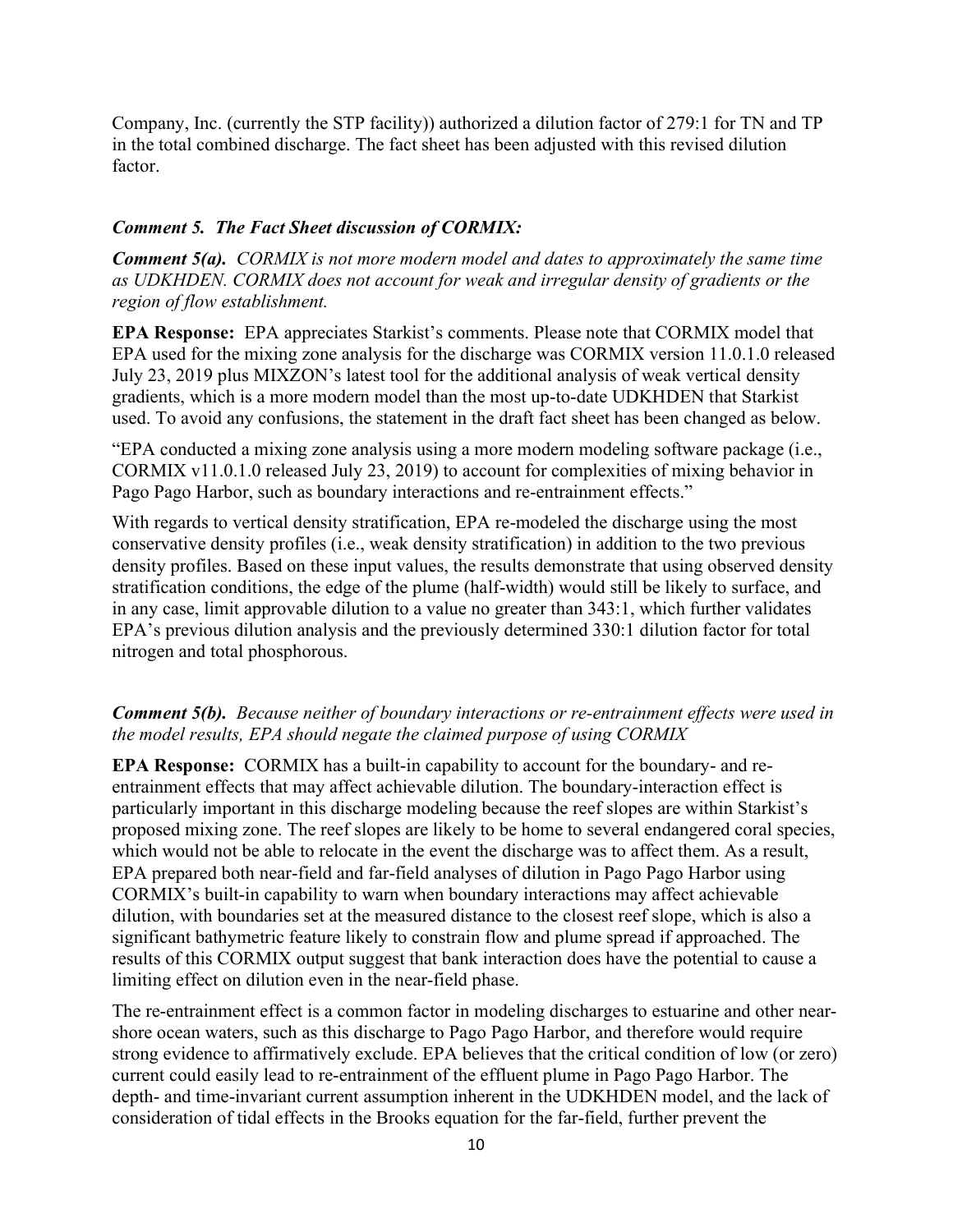Company, Inc. (currently the STP facility)) authorized a dilution factor of 279:1 for TN and TP in the total combined discharge. The fact sheet has been adjusted with this revised dilution factor.

***Comment 5. The Fact Sheet discussion of CORMIX:***

***Comment 5(a).*** *CORMIX is not more modern model and dates to approximately the same time as UDKHDEN. CORMIX does not account for weak and irregular density of gradients or the region of flow establishment.*

**EPA Response:** EPA appreciates Starkist's comments. Please note that CORMIX model that EPA used for the mixing zone analysis for the discharge was CORMIX version 11.0.1.0 released July 23, 2019 plus MIXZON's latest tool for the additional analysis of weak vertical density gradients, which is a more modern model than the most up-to-date UDKHDEN that Starkist used. To avoid any confusions, the statement in the draft fact sheet has been changed as below.

"EPA conducted a mixing zone analysis using a more modern modeling software package (i.e., CORMIX v11.0.1.0 released July 23, 2019) to account for complexities of mixing behavior in Pago Pago Harbor, such as boundary interactions and re-entrainment effects."

With regards to vertical density stratification, EPA re-modeled the discharge using the most conservative density profiles (i.e., weak density stratification) in addition to the two previous density profiles. Based on these input values, the results demonstrate that using observed density stratification conditions, the edge of the plume (half-width) would still be likely to surface, and in any case, limit approvable dilution to a value no greater than 343:1, which further validates EPA's previous dilution analysis and the previously determined 330:1 dilution factor for total nitrogen and total phosphorous.

***Comment 5(b).*** *Because neither of boundary interactions or re-entrainment effects were used in the model results, EPA should negate the claimed purpose of using CORMIX*

**EPA Response:** CORMIX has a built-in capability to account for the boundary- and re-entrainment effects that may affect achievable dilution. The boundary-interaction effect is particularly important in this discharge modeling because the reef slopes are within Starkist's proposed mixing zone. The reef slopes are likely to be home to several endangered coral species, which would not be able to relocate in the event the discharge was to affect them. As a result, EPA prepared both near-field and far-field analyses of dilution in Pago Pago Harbor using CORMIX's built-in capability to warn when boundary interactions may affect achievable dilution, with boundaries set at the measured distance to the closest reef slope, which is also a significant bathymetric feature likely to constrain flow and plume spread if approached. The results of this CORMIX output suggest that bank interaction does have the potential to cause a limiting effect on dilution even in the near-field phase.

The re-entrainment effect is a common factor in modeling discharges to estuarine and other near-shore ocean waters, such as this discharge to Pago Pago Harbor, and therefore would require strong evidence to affirmatively exclude. EPA believes that the critical condition of low (or zero) current could easily lead to re-entrainment of the effluent plume in Pago Pago Harbor. The depth- and time-invariant current assumption inherent in the UDKHDEN model, and the lack of consideration of tidal effects in the Brooks equation for the far-field, further prevent the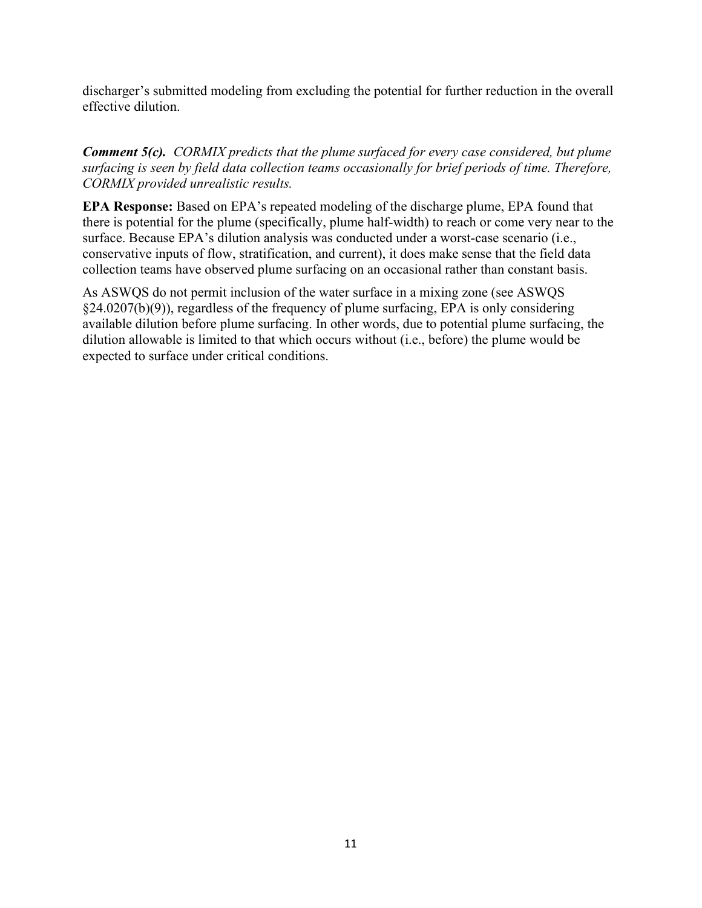discharger's submitted modeling from excluding the potential for further reduction in the overall effective dilution.

***Comment 5(c).*** *CORMIX predicts that the plume surfaced for every case considered, but plume surfacing is seen by field data collection teams occasionally for brief periods of time. Therefore, CORMIX provided unrealistic results.*

**EPA Response:** Based on EPA's repeated modeling of the discharge plume, EPA found that there is potential for the plume (specifically, plume half-width) to reach or come very near to the surface. Because EPA's dilution analysis was conducted under a worst-case scenario (i.e., conservative inputs of flow, stratification, and current), it does make sense that the field data collection teams have observed plume surfacing on an occasional rather than constant basis.

As ASWQS do not permit inclusion of the water surface in a mixing zone (see ASWQS §24.0207(b)(9)), regardless of the frequency of plume surfacing, EPA is only considering available dilution before plume surfacing. In other words, due to potential plume surfacing, the dilution allowable is limited to that which occurs without (i.e., before) the plume would be expected to surface under critical conditions.